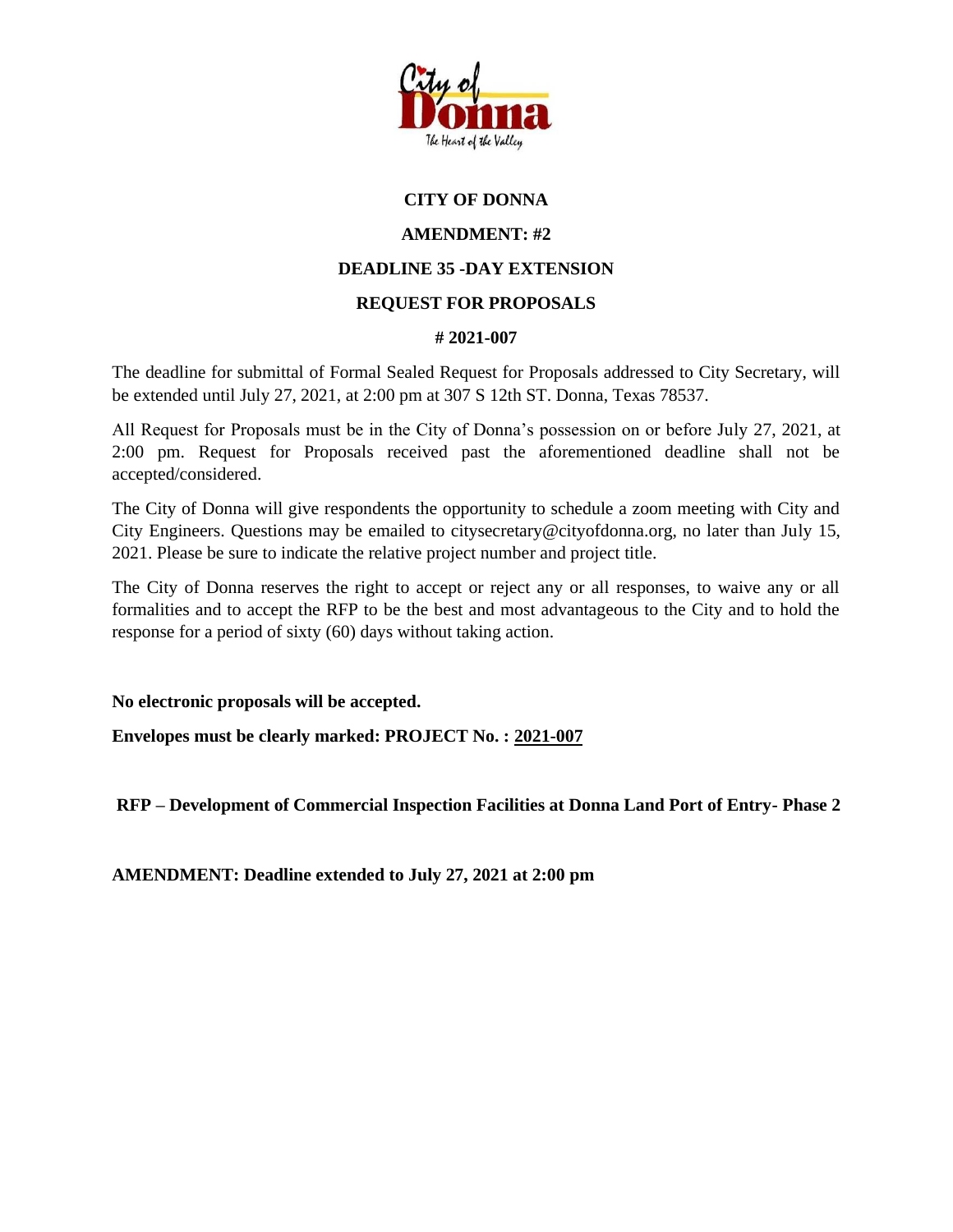# CITY OF DONNA

## AMENDMENT: #2

## DEADLINE 35 -DAY EXTENSION

## REQUEST FOR PROPOSALS

## # 2021-007

The deadline for submittal of Formal Sealed Request for Proposals addressed to City Secretary, will be extended until July 27, 2021, at 2:00 pm at 307 S 12th ST. Donna, Texas 78537.

All Request for Proposals must be in the City of Donna's possession on or before July 27, 2021, at 2:00 pm. Request for Proposals received past the aforementioned deadline shall not be accepted/considered.

The City of Donna will give respondents the opportunity to schedule a zoom meeting with City and City Engineers. Questions may be emailed to citysecretary@cityofdonna.org, no later than July 15, 2021. Please be sure to indicate the relative project number and project title.

The City of Donna reserves the right to accept or reject any or all responses, to waive any or all formalities and to accept the RFP to be the best and most advantageous to the City and to hold the response for a period of sixty (60) days without taking action.

**No electronic proposals will be accepted.**

**Envelopes must be clearly marked: PROJECT No. : 2021-007**

**RFP – Development of Commercial Inspection Facilities at Donna Land Port of Entry- Phase 2**

**AMENDMENT: Deadline extended to July 27, 2021 at 2:00 pm**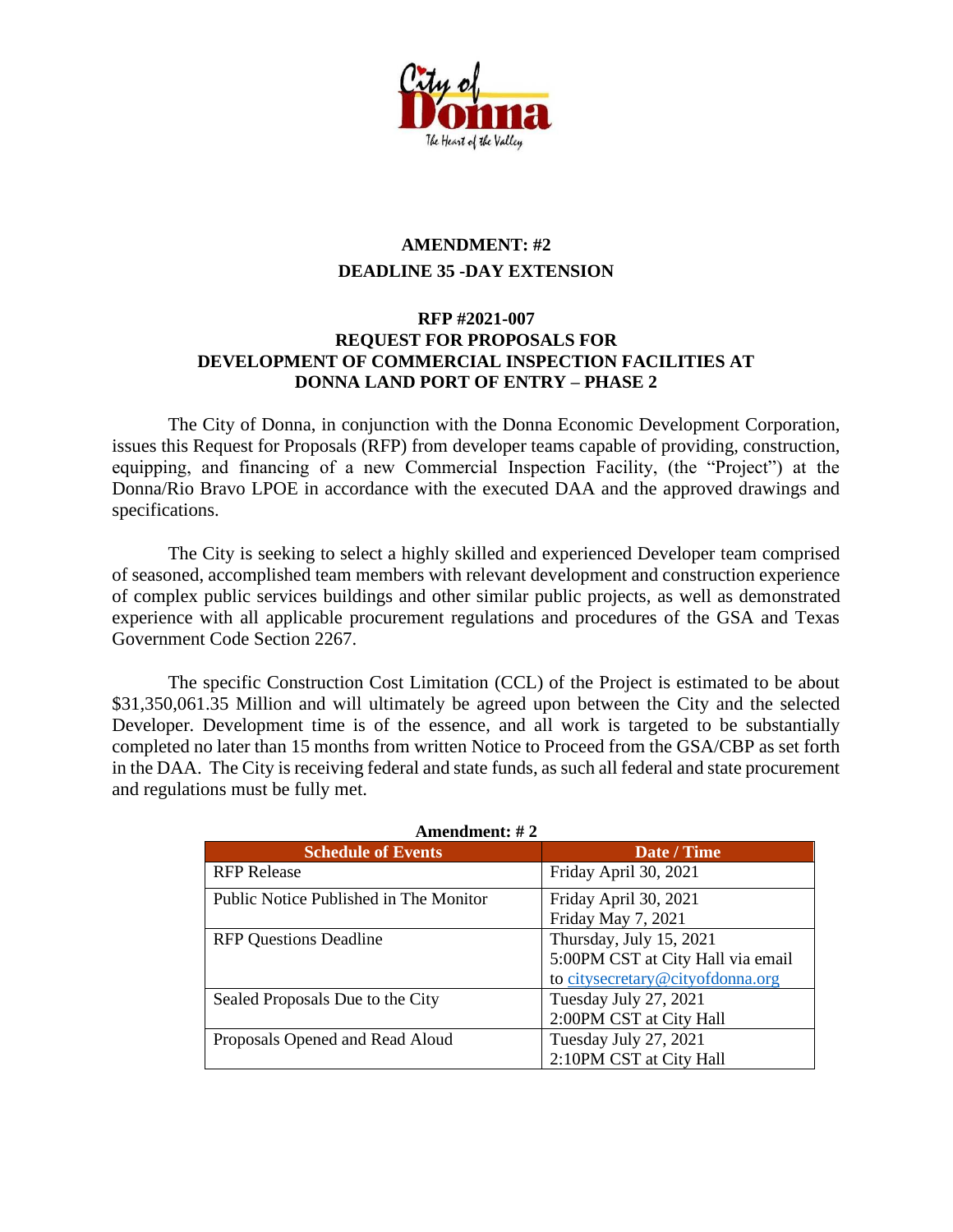**AMENDMENT: #2**

**DEADLINE 35 -DAY EXTENSION**

**RFP #2021-007**
**REQUEST FOR PROPOSALS FOR**
**DEVELOPMENT OF COMMERCIAL INSPECTION FACILITIES AT**
**DONNA LAND PORT OF ENTRY – PHASE 2**

The City of Donna, in conjunction with the Donna Economic Development Corporation, issues this Request for Proposals (RFP) from developer teams capable of providing, construction, equipping, and financing of a new Commercial Inspection Facility, (the "Project") at the Donna/Rio Bravo LPOE in accordance with the executed DAA and the approved drawings and specifications.

The City is seeking to select a highly skilled and experienced Developer team comprised of seasoned, accomplished team members with relevant development and construction experience of complex public services buildings and other similar public projects, as well as demonstrated experience with all applicable procurement regulations and procedures of the GSA and Texas Government Code Section 2267.

The specific Construction Cost Limitation (CCL) of the Project is estimated to be about $31,350,061.35 Million and will ultimately be agreed upon between the City and the selected Developer. Development time is of the essence, and all work is targeted to be substantially completed no later than 15 months from written Notice to Proceed from the GSA/CBP as set forth in the DAA. The City is receiving federal and state funds, as such all federal and state procurement and regulations must be fully met.

**Amendment: # 2**

| Schedule of Events | Date / Time |
|---|---|
| RFP Release | Friday April 30, 2021 |
| Public Notice Published in The Monitor | Friday April 30, 2021<br>Friday May 7, 2021 |
| RFP Questions Deadline | Thursday, July 15, 2021<br>5:00PM CST at City Hall via email to citysecretary@cityofdonna.org |
| Sealed Proposals Due to the City | Tuesday July 27, 2021<br>2:00PM CST at City Hall |
| Proposals Opened and Read Aloud | Tuesday July 27, 2021<br>2:10PM CST at City Hall |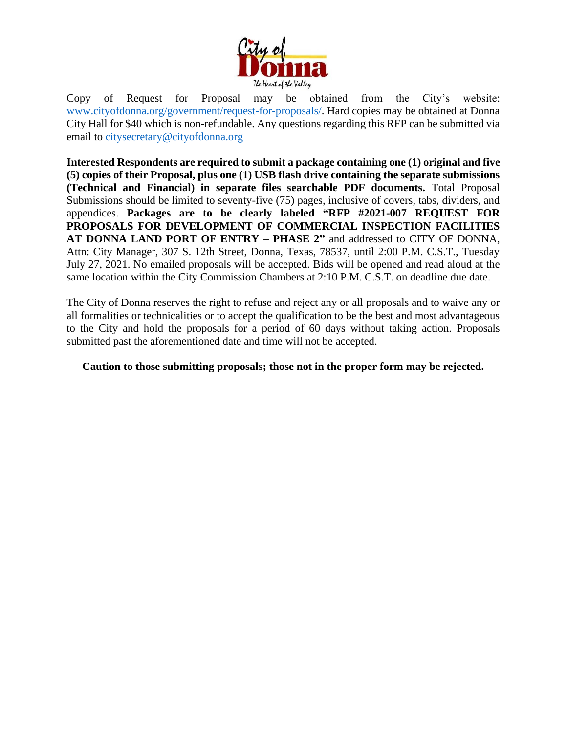Copy of Request for Proposal may be obtained from the City's website: www.cityofdonna.org/government/request-for-proposals/. Hard copies may be obtained at Donna City Hall for $40 which is non-refundable. Any questions regarding this RFP can be submitted via email to citysecretary@cityofdonna.org

**Interested Respondents are required to submit a package containing one (1) original and five (5) copies of their Proposal, plus one (1) USB flash drive containing the separate submissions (Technical and Financial) in separate files searchable PDF documents.** Total Proposal Submissions should be limited to seventy-five (75) pages, inclusive of covers, tabs, dividers, and appendices. **Packages are to be clearly labeled "RFP #2021-007 REQUEST FOR PROPOSALS FOR DEVELOPMENT OF COMMERCIAL INSPECTION FACILITIES AT DONNA LAND PORT OF ENTRY – PHASE 2"** and addressed to CITY OF DONNA, Attn: City Manager, 307 S. 12th Street, Donna, Texas, 78537, until 2:00 P.M. C.S.T., Tuesday July 27, 2021. No emailed proposals will be accepted. Bids will be opened and read aloud at the same location within the City Commission Chambers at 2:10 P.M. C.S.T. on deadline due date.

The City of Donna reserves the right to refuse and reject any or all proposals and to waive any or all formalities or technicalities or to accept the qualification to be the best and most advantageous to the City and hold the proposals for a period of 60 days without taking action. Proposals submitted past the aforementioned date and time will not be accepted.

**Caution to those submitting proposals; those not in the proper form may be rejected.**